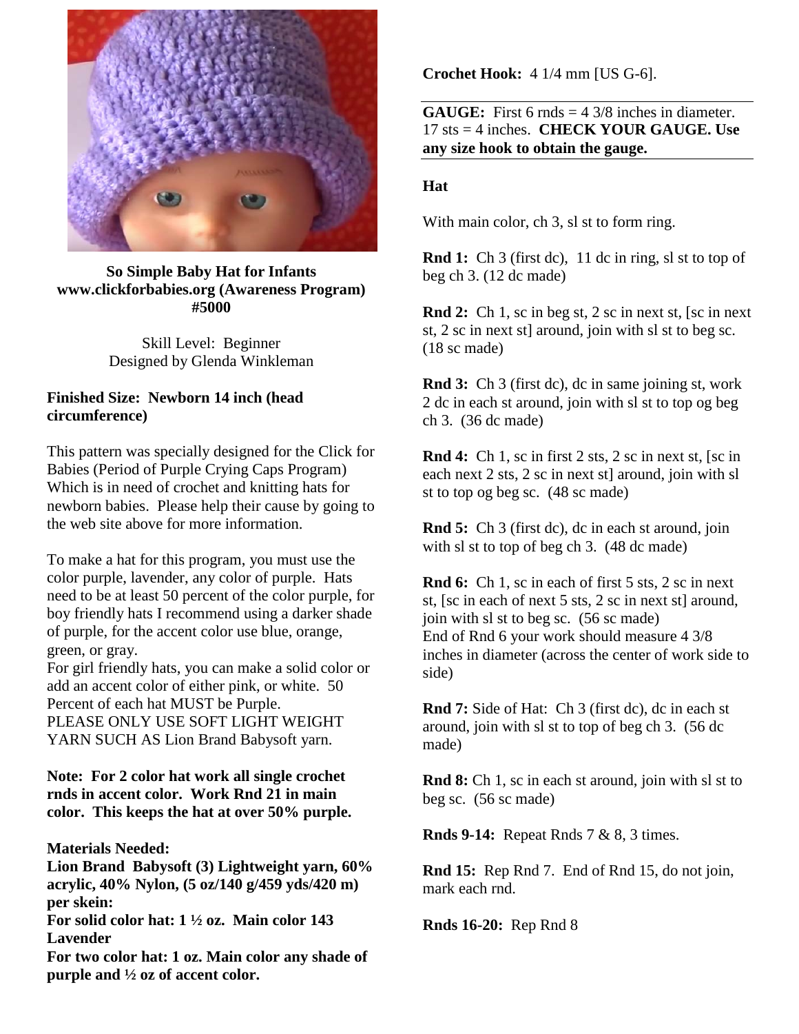**So Simple Baby Hat for Infants**
**www.clickforbabies.org (Awareness Program)**
**#5000**

Skill Level: Beginner
Designed by Glenda Winkleman

**Finished Size: Newborn 14 inch (head circumference)**

This pattern was specially designed for the Click for Babies (Period of Purple Crying Caps Program) Which is in need of crochet and knitting hats for newborn babies. Please help their cause by going to the web site above for more information.

To make a hat for this program, you must use the color purple, lavender, any color of purple. Hats need to be at least 50 percent of the color purple, for boy friendly hats I recommend using a darker shade of purple, for the accent color use blue, orange, green, or gray.
For girl friendly hats, you can make a solid color or add an accent color of either pink, or white. 50 Percent of each hat MUST be Purple.
PLEASE ONLY USE SOFT LIGHT WEIGHT YARN SUCH AS Lion Brand Babysoft yarn.

**Note: For 2 color hat work all single crochet rnds in accent color. Work Rnd 21 in main color. This keeps the hat at over 50% purple.**

**Materials Needed:**
**Lion Brand Babysoft (3) Lightweight yarn, 60% acrylic, 40% Nylon, (5 oz/140 g/459 yds/420 m) per skein:**
**For solid color hat: 1 ½ oz. Main color 143 Lavender**
**For two color hat: 1 oz. Main color any shade of purple and ½ oz of accent color.**

**Crochet Hook:** 4 1/4 mm [US G-6].

**GAUGE:** First 6 rnds = 4 3/8 inches in diameter. 17 sts = 4 inches. **CHECK YOUR GAUGE. Use any size hook to obtain the gauge.**

**Hat**

With main color, ch 3, sl st to form ring.

**Rnd 1:** Ch 3 (first dc), 11 dc in ring, sl st to top of beg ch 3. (12 dc made)

**Rnd 2:** Ch 1, sc in beg st, 2 sc in next st, [sc in next st, 2 sc in next st] around, join with sl st to beg sc. (18 sc made)

**Rnd 3:** Ch 3 (first dc), dc in same joining st, work 2 dc in each st around, join with sl st to top og beg ch 3. (36 dc made)

**Rnd 4:** Ch 1, sc in first 2 sts, 2 sc in next st, [sc in each next 2 sts, 2 sc in next st] around, join with sl st to top og beg sc. (48 sc made)

**Rnd 5:** Ch 3 (first dc), dc in each st around, join with sl st to top of beg ch 3. (48 dc made)

**Rnd 6:** Ch 1, sc in each of first 5 sts, 2 sc in next st, [sc in each of next 5 sts, 2 sc in next st] around, join with sl st to beg sc. (56 sc made)
End of Rnd 6 your work should measure 4 3/8 inches in diameter (across the center of work side to side)

**Rnd 7:** Side of Hat: Ch 3 (first dc), dc in each st around, join with sl st to top of beg ch 3. (56 dc made)

**Rnd 8:** Ch 1, sc in each st around, join with sl st to beg sc. (56 sc made)

**Rnds 9-14:** Repeat Rnds 7 & 8, 3 times.

**Rnd 15:** Rep Rnd 7. End of Rnd 15, do not join, mark each rnd.

**Rnds 16-20:** Rep Rnd 8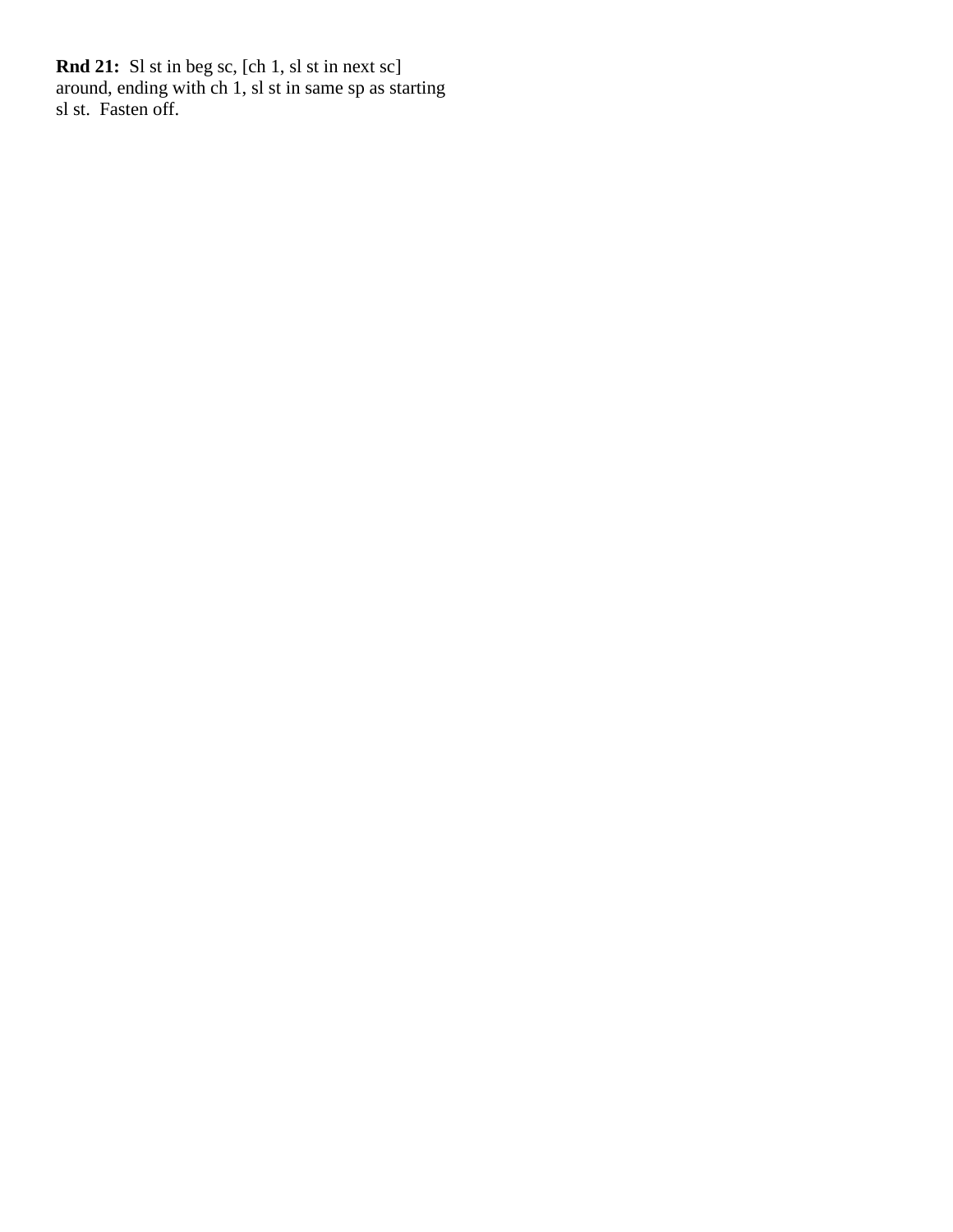**Rnd 21:** Sl st in beg sc, [ch 1, sl st in next sc] around, ending with ch 1, sl st in same sp as starting sl st. Fasten off.